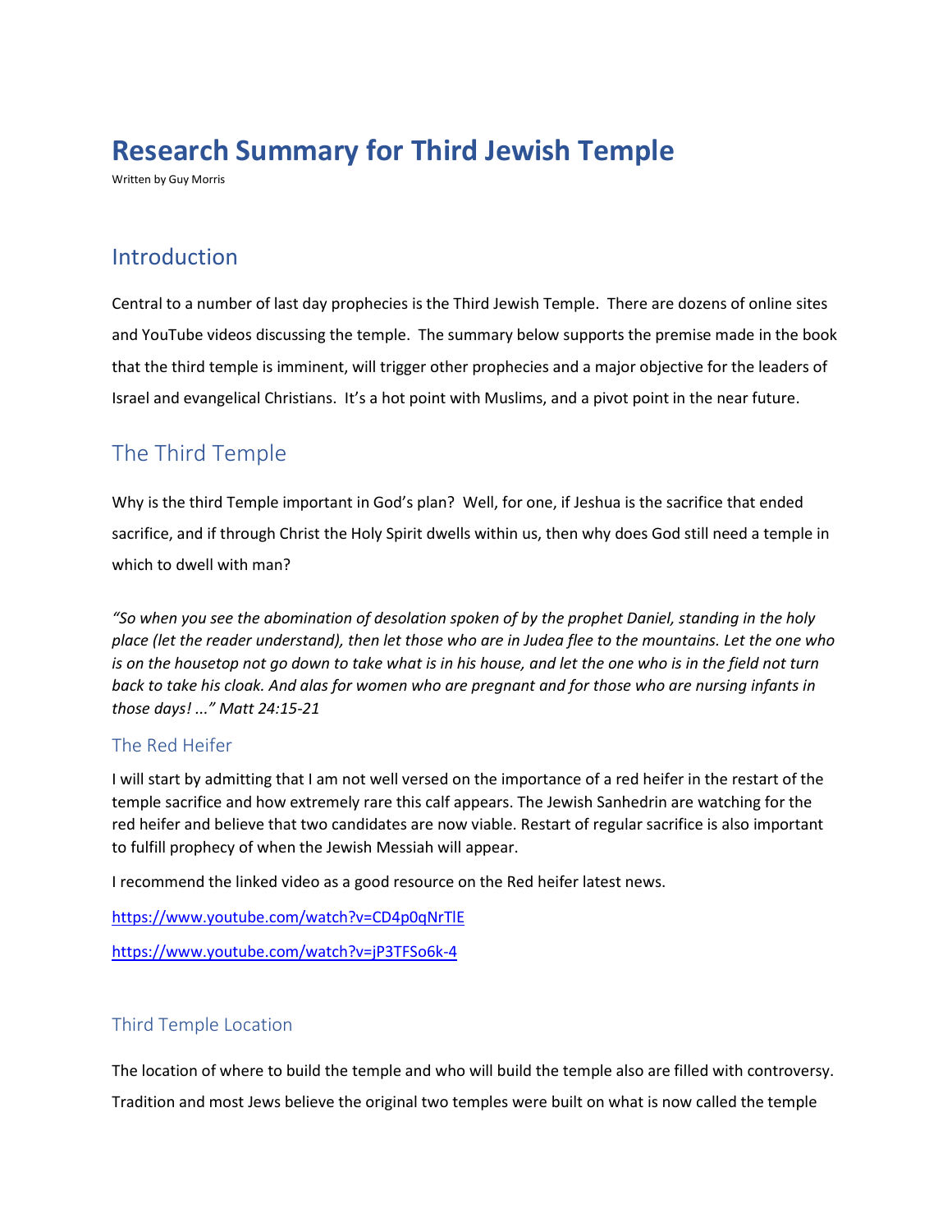# Research Summary for Third Jewish Temple

Written by Guy Morris

## Introduction

Central to a number of last day prophecies is the Third Jewish Temple. There are dozens of online sites and YouTube videos discussing the temple. The summary below supports the premise made in the book that the third temple is imminent, will trigger other prophecies and a major objective for the leaders of Israel and evangelical Christians. It's a hot point with Muslims, and a pivot point in the near future.

## The Third Temple

Why is the third Temple important in God's plan? Well, for one, if Jeshua is the sacrifice that ended sacrifice, and if through Christ the Holy Spirit dwells within us, then why does God still need a temple in which to dwell with man?

*"So when you see the abomination of desolation spoken of by the prophet Daniel, standing in the holy place (let the reader understand), then let those who are in Judea flee to the mountains. Let the one who is on the housetop not go down to take what is in his house, and let the one who is in the field not turn back to take his cloak. And alas for women who are pregnant and for those who are nursing infants in those days! ..." Matt 24:15-21*

### The Red Heifer

I will start by admitting that I am not well versed on the importance of a red heifer in the restart of the temple sacrifice and how extremely rare this calf appears. The Jewish Sanhedrin are watching for the red heifer and believe that two candidates are now viable. Restart of regular sacrifice is also important to fulfill prophecy of when the Jewish Messiah will appear.

I recommend the linked video as a good resource on the Red heifer latest news.

https://www.youtube.com/watch?v=CD4p0qNrTlE

https://www.youtube.com/watch?v=jP3TFSo6k-4

### Third Temple Location

The location of where to build the temple and who will build the temple also are filled with controversy. Tradition and most Jews believe the original two temples were built on what is now called the temple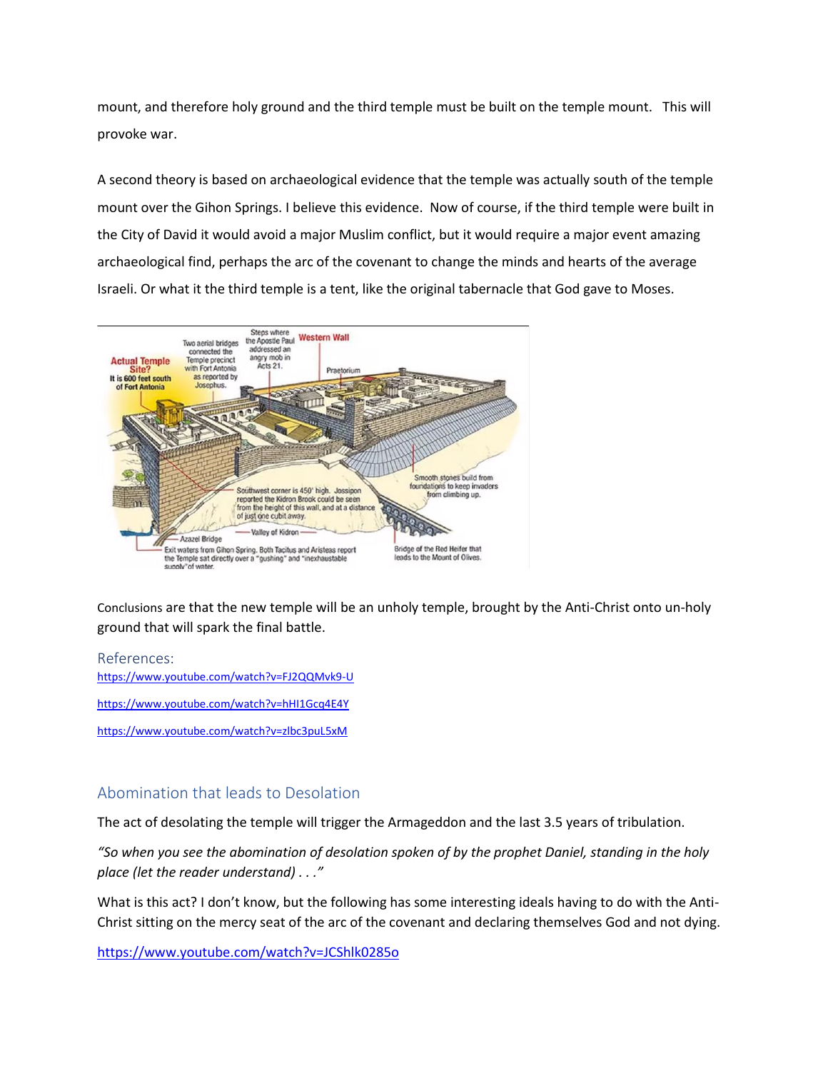mount, and therefore holy ground and the third temple must be built on the temple mount. This will provoke war.

A second theory is based on archaeological evidence that the temple was actually south of the temple mount over the Gihon Springs. I believe this evidence. Now of course, if the third temple were built in the City of David it would avoid a major Muslim conflict, but it would require a major event amazing archaeological find, perhaps the arc of the covenant to change the minds and hearts of the average Israeli. Or what it the third temple is a tent, like the original tabernacle that God gave to Moses.

Conclusions are that the new temple will be an unholy temple, brought by the Anti-Christ onto un-holy ground that will spark the final battle.

### References:

https://www.youtube.com/watch?v=FJ2QQMvk9-U

https://www.youtube.com/watch?v=hHI1Gcq4E4Y

https://www.youtube.com/watch?v=zlbc3puL5xM

## Abomination that leads to Desolation

The act of desolating the temple will trigger the Armageddon and the last 3.5 years of tribulation.

*"So when you see the abomination of desolation spoken of by the prophet Daniel, standing in the holy place (let the reader understand) . . ."*

What is this act? I don't know, but the following has some interesting ideals having to do with the Anti-Christ sitting on the mercy seat of the arc of the covenant and declaring themselves God and not dying.

https://www.youtube.com/watch?v=JCShlk0285o